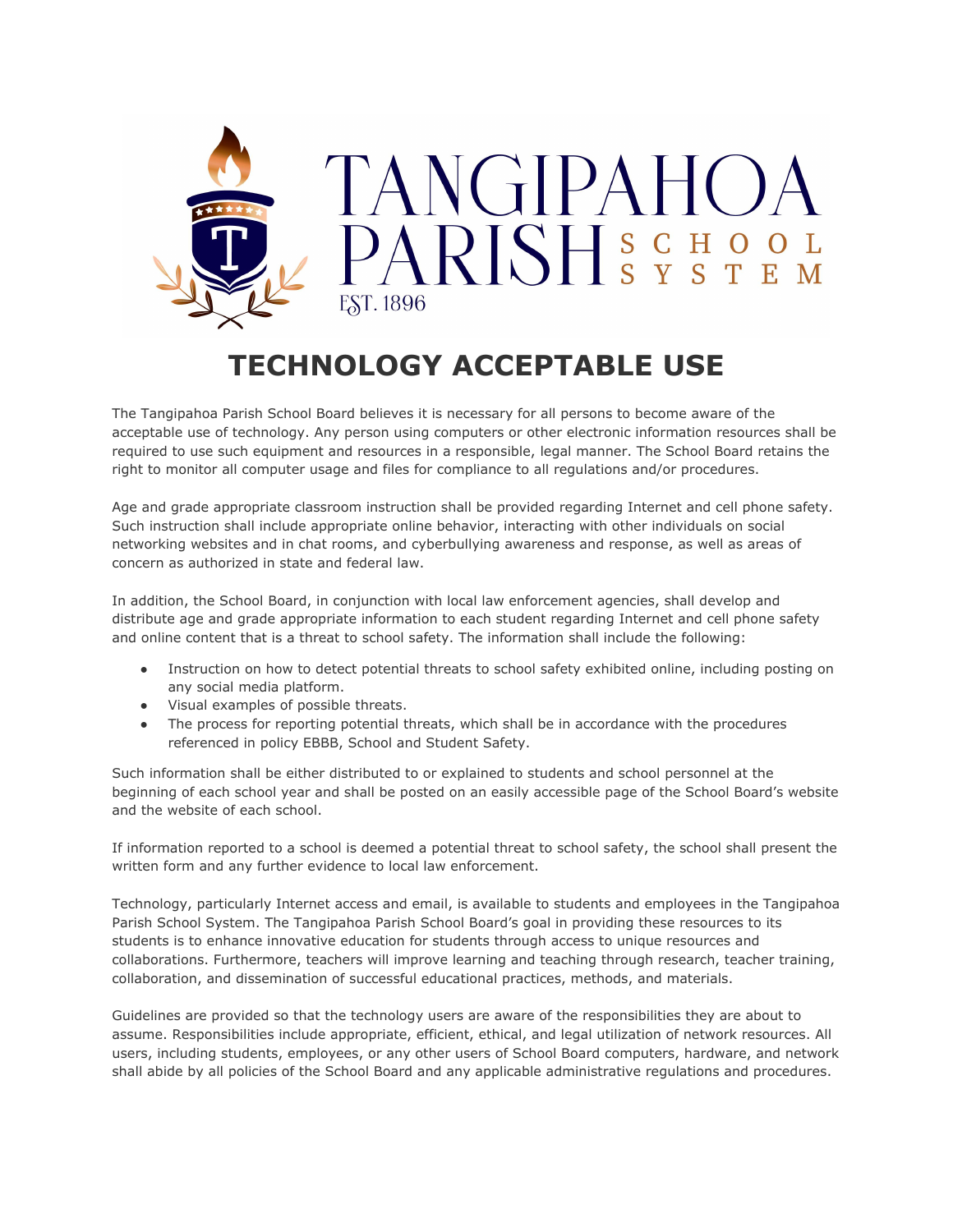# TECHNOLOGY ACCEPTABLE USE

The Tangipahoa Parish School Board believes it is necessary for all persons to become aware of the acceptable use of technology. Any person using computers or other electronic information resources shall be required to use such equipment and resources in a responsible, legal manner. The School Board retains the right to monitor all computer usage and files for compliance to all regulations and/or procedures.

Age and grade appropriate classroom instruction shall be provided regarding Internet and cell phone safety. Such instruction shall include appropriate online behavior, interacting with other individuals on social networking websites and in chat rooms, and cyberbullying awareness and response, as well as areas of concern as authorized in state and federal law.

In addition, the School Board, in conjunction with local law enforcement agencies, shall develop and distribute age and grade appropriate information to each student regarding Internet and cell phone safety and online content that is a threat to school safety. The information shall include the following:

- Instruction on how to detect potential threats to school safety exhibited online, including posting on any social media platform.
- Visual examples of possible threats.
- The process for reporting potential threats, which shall be in accordance with the procedures referenced in policy EBBB, School and Student Safety.

Such information shall be either distributed to or explained to students and school personnel at the beginning of each school year and shall be posted on an easily accessible page of the School Board's website and the website of each school.

If information reported to a school is deemed a potential threat to school safety, the school shall present the written form and any further evidence to local law enforcement.

Technology, particularly Internet access and email, is available to students and employees in the Tangipahoa Parish School System. The Tangipahoa Parish School Board's goal in providing these resources to its students is to enhance innovative education for students through access to unique resources and collaborations. Furthermore, teachers will improve learning and teaching through research, teacher training, collaboration, and dissemination of successful educational practices, methods, and materials.

Guidelines are provided so that the technology users are aware of the responsibilities they are about to assume. Responsibilities include appropriate, efficient, ethical, and legal utilization of network resources. All users, including students, employees, or any other users of School Board computers, hardware, and network shall abide by all policies of the School Board and any applicable administrative regulations and procedures.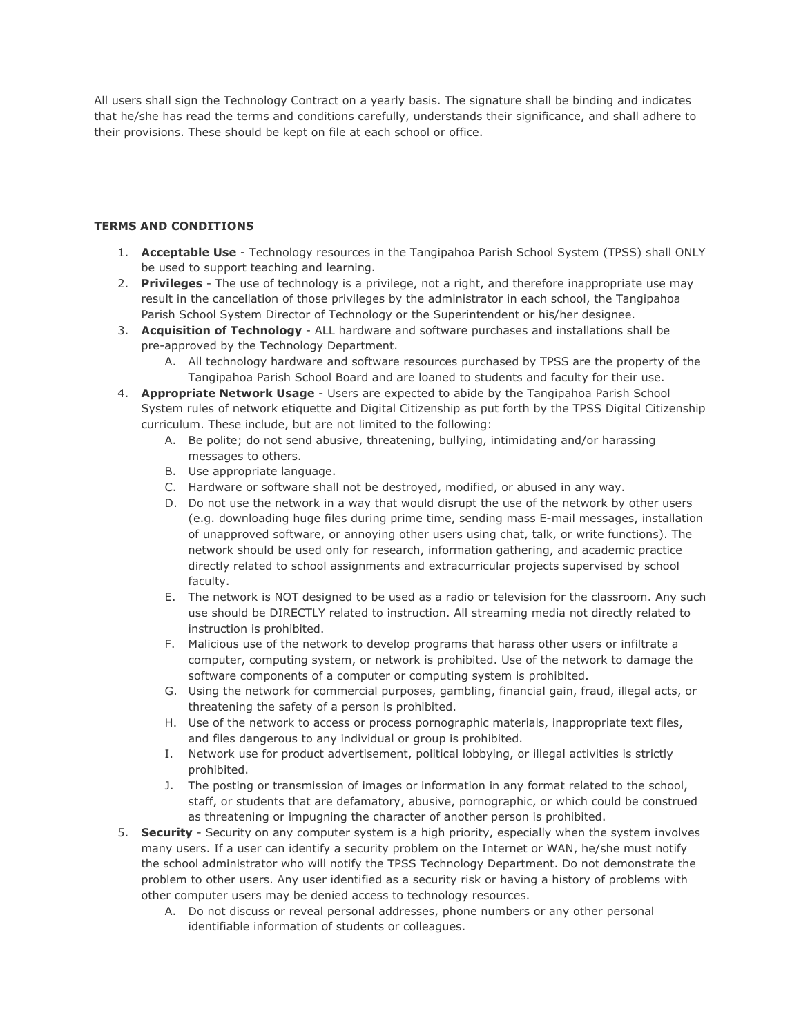All users shall sign the Technology Contract on a yearly basis. The signature shall be binding and indicates that he/she has read the terms and conditions carefully, understands their significance, and shall adhere to their provisions. These should be kept on file at each school or office.

**TERMS AND CONDITIONS**

1. **Acceptable Use** - Technology resources in the Tangipahoa Parish School System (TPSS) shall ONLY be used to support teaching and learning.
2. **Privileges** - The use of technology is a privilege, not a right, and therefore inappropriate use may result in the cancellation of those privileges by the administrator in each school, the Tangipahoa Parish School System Director of Technology or the Superintendent or his/her designee.
3. **Acquisition of Technology** - ALL hardware and software purchases and installations shall be pre-approved by the Technology Department.
   A. All technology hardware and software resources purchased by TPSS are the property of the Tangipahoa Parish School Board and are loaned to students and faculty for their use.
4. **Appropriate Network Usage** - Users are expected to abide by the Tangipahoa Parish School System rules of network etiquette and Digital Citizenship as put forth by the TPSS Digital Citizenship curriculum. These include, but are not limited to the following:
   A. Be polite; do not send abusive, threatening, bullying, intimidating and/or harassing messages to others.
   B. Use appropriate language.
   C. Hardware or software shall not be destroyed, modified, or abused in any way.
   D. Do not use the network in a way that would disrupt the use of the network by other users (e.g. downloading huge files during prime time, sending mass E-mail messages, installation of unapproved software, or annoying other users using chat, talk, or write functions). The network should be used only for research, information gathering, and academic practice directly related to school assignments and extracurricular projects supervised by school faculty.
   E. The network is NOT designed to be used as a radio or television for the classroom. Any such use should be DIRECTLY related to instruction. All streaming media not directly related to instruction is prohibited.
   F. Malicious use of the network to develop programs that harass other users or infiltrate a computer, computing system, or network is prohibited. Use of the network to damage the software components of a computer or computing system is prohibited.
   G. Using the network for commercial purposes, gambling, financial gain, fraud, illegal acts, or threatening the safety of a person is prohibited.
   H. Use of the network to access or process pornographic materials, inappropriate text files, and files dangerous to any individual or group is prohibited.
   I. Network use for product advertisement, political lobbying, or illegal activities is strictly prohibited.
   J. The posting or transmission of images or information in any format related to the school, staff, or students that are defamatory, abusive, pornographic, or which could be construed as threatening or impugning the character of another person is prohibited.
5. **Security** - Security on any computer system is a high priority, especially when the system involves many users. If a user can identify a security problem on the Internet or WAN, he/she must notify the school administrator who will notify the TPSS Technology Department. Do not demonstrate the problem to other users. Any user identified as a security risk or having a history of problems with other computer users may be denied access to technology resources.
   A. Do not discuss or reveal personal addresses, phone numbers or any other personal identifiable information of students or colleagues.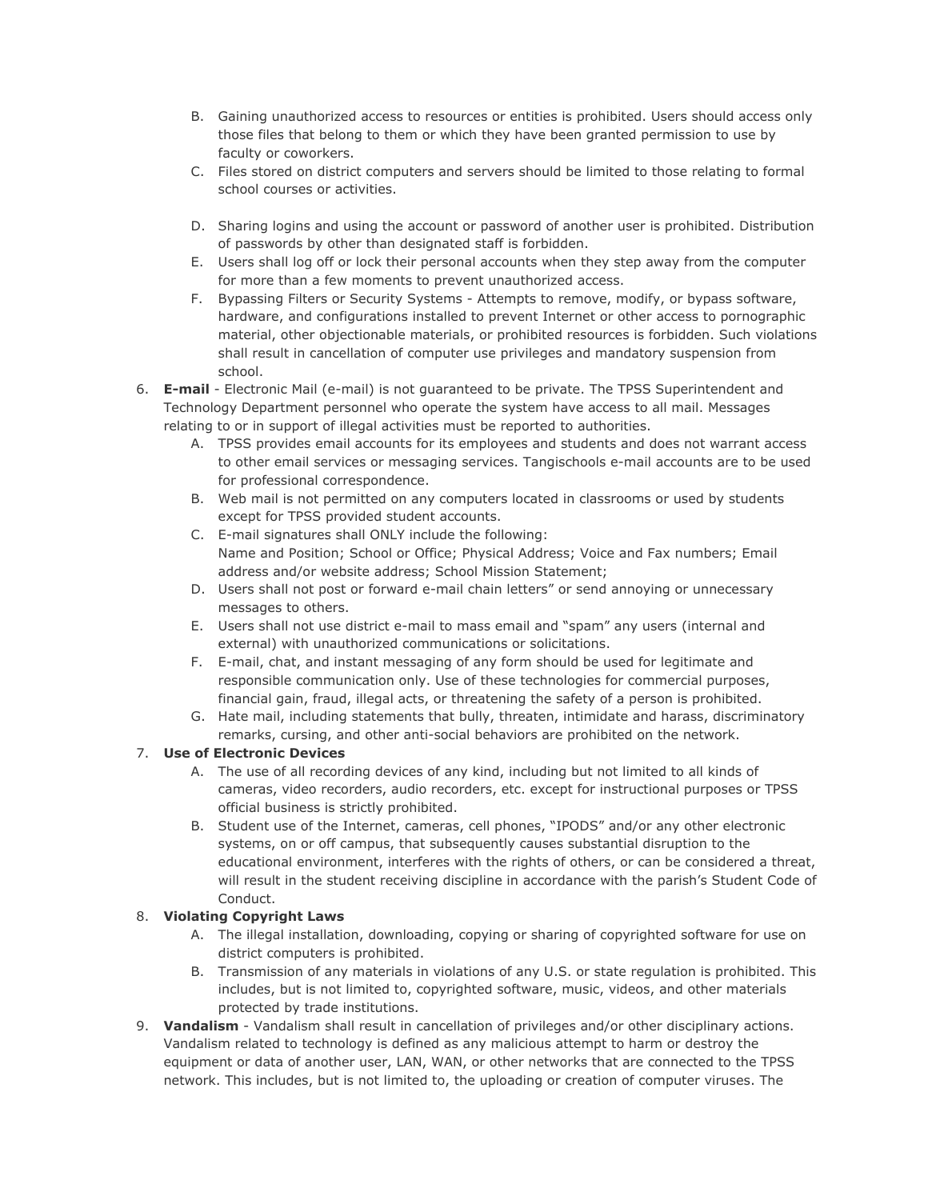B. Gaining unauthorized access to resources or entities is prohibited. Users should access only those files that belong to them or which they have been granted permission to use by faculty or coworkers.
   C. Files stored on district computers and servers should be limited to those relating to formal school courses or activities.
   D. Sharing logins and using the account or password of another user is prohibited. Distribution of passwords by other than designated staff is forbidden.
   E. Users shall log off or lock their personal accounts when they step away from the computer for more than a few moments to prevent unauthorized access.
   F. Bypassing Filters or Security Systems - Attempts to remove, modify, or bypass software, hardware, and configurations installed to prevent Internet or other access to pornographic material, other objectionable materials, or prohibited resources is forbidden. Such violations shall result in cancellation of computer use privileges and mandatory suspension from school.

6. **E-mail** - Electronic Mail (e-mail) is not guaranteed to be private. The TPSS Superintendent and Technology Department personnel who operate the system have access to all mail. Messages relating to or in support of illegal activities must be reported to authorities.
   A. TPSS provides email accounts for its employees and students and does not warrant access to other email services or messaging services. Tangischools e-mail accounts are to be used for professional correspondence.
   B. Web mail is not permitted on any computers located in classrooms or used by students except for TPSS provided student accounts.
   C. E-mail signatures shall ONLY include the following:
      Name and Position; School or Office; Physical Address; Voice and Fax numbers; Email address and/or website address; School Mission Statement;
   D. Users shall not post or forward e-mail chain letters" or send annoying or unnecessary messages to others.
   E. Users shall not use district e-mail to mass email and "spam" any users (internal and external) with unauthorized communications or solicitations.
   F. E-mail, chat, and instant messaging of any form should be used for legitimate and responsible communication only. Use of these technologies for commercial purposes, financial gain, fraud, illegal acts, or threatening the safety of a person is prohibited.
   G. Hate mail, including statements that bully, threaten, intimidate and harass, discriminatory remarks, cursing, and other anti-social behaviors are prohibited on the network.

7. **Use of Electronic Devices**
   A. The use of all recording devices of any kind, including but not limited to all kinds of cameras, video recorders, audio recorders, etc. except for instructional purposes or TPSS official business is strictly prohibited.
   B. Student use of the Internet, cameras, cell phones, "IPODS" and/or any other electronic systems, on or off campus, that subsequently causes substantial disruption to the educational environment, interferes with the rights of others, or can be considered a threat, will result in the student receiving discipline in accordance with the parish's Student Code of Conduct.

8. **Violating Copyright Laws**
   A. The illegal installation, downloading, copying or sharing of copyrighted software for use on district computers is prohibited.
   B. Transmission of any materials in violations of any U.S. or state regulation is prohibited. This includes, but is not limited to, copyrighted software, music, videos, and other materials protected by trade institutions.

9. **Vandalism** - Vandalism shall result in cancellation of privileges and/or other disciplinary actions. Vandalism related to technology is defined as any malicious attempt to harm or destroy the equipment or data of another user, LAN, WAN, or other networks that are connected to the TPSS network. This includes, but is not limited to, the uploading or creation of computer viruses. The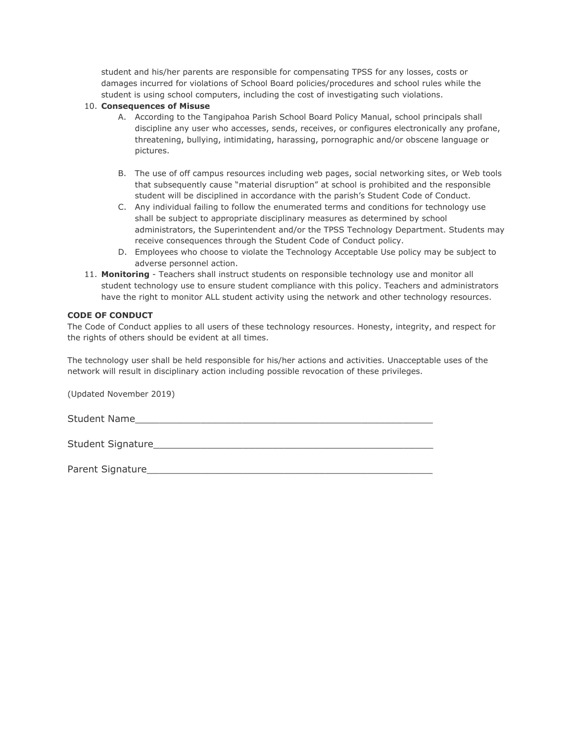student and his/her parents are responsible for compensating TPSS for any losses, costs or damages incurred for violations of School Board policies/procedures and school rules while the student is using school computers, including the cost of investigating such violations.

10. **Consequences of Misuse**
    A. According to the Tangipahoa Parish School Board Policy Manual, school principals shall discipline any user who accesses, sends, receives, or configures electronically any profane, threatening, bullying, intimidating, harassing, pornographic and/or obscene language or pictures.

    B. The use of off campus resources including web pages, social networking sites, or Web tools that subsequently cause "material disruption" at school is prohibited and the responsible student will be disciplined in accordance with the parish's Student Code of Conduct.

    C. Any individual failing to follow the enumerated terms and conditions for technology use shall be subject to appropriate disciplinary measures as determined by school administrators, the Superintendent and/or the TPSS Technology Department. Students may receive consequences through the Student Code of Conduct policy.

    D. Employees who choose to violate the Technology Acceptable Use policy may be subject to adverse personnel action.
11. **Monitoring** - Teachers shall instruct students on responsible technology use and monitor all student technology use to ensure student compliance with this policy. Teachers and administrators have the right to monitor ALL student activity using the network and other technology resources.

**CODE OF CONDUCT**

The Code of Conduct applies to all users of these technology resources. Honesty, integrity, and respect for the rights of others should be evident at all times.

The technology user shall be held responsible for his/her actions and activities. Unacceptable uses of the network will result in disciplinary action including possible revocation of these privileges.

(Updated November 2019)

Student Name______________________________________________________

Student Signature___________________________________________________

Parent Signature____________________________________________________